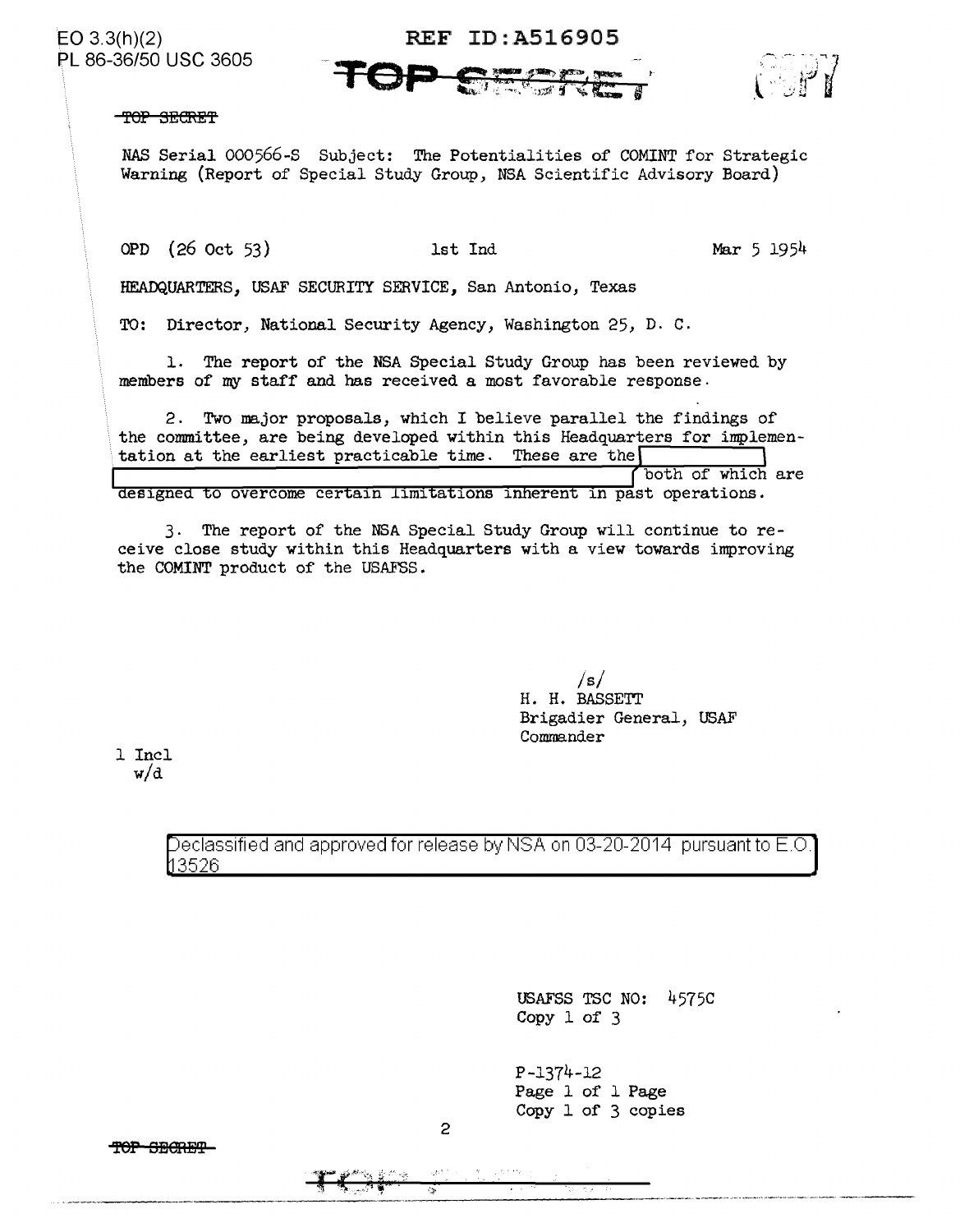EO 3.3(h)(2)
PL 86-36/50 USC 3605

REF ID:A516905

TOP SECRET

COPY

~~TOP SECRET~~

NAS Serial 000566-S Subject: The Potentialities of COMINT for Strategic Warning (Report of Special Study Group, NSA Scientific Advisory Board)

OPD (26 Oct 53) 1st Ind Mar 5 1954

HEADQUARTERS, USAF SECURITY SERVICE, San Antonio, Texas

TO: Director, National Security Agency, Washington 25, D. C.

1. The report of the NSA Special Study Group has been reviewed by members of my staff and has received a most favorable response.

2. Two major proposals, which I believe parallel the findings of the committee, are being developed within this Headquarters for implementation at the earliest practicable time. These are the [REDACTED] both of which are designed to overcome certain limitations inherent in past operations.

3. The report of the NSA Special Study Group will continue to receive close study within this Headquarters with a view towards improving the COMINT product of the USAFSS.

/s/
H. H. BASSETT
Brigadier General, USAF
Commander

1 Incl
w/d

Declassified and approved for release by NSA on 03-20-2014 pursuant to E.O. 13526

USAFSS TSC NO: 4575C
Copy 1 of 3

P-1374-12
Page 1 of 1 Page
Copy 1 of 3 copies

2

~~TOP SECRET~~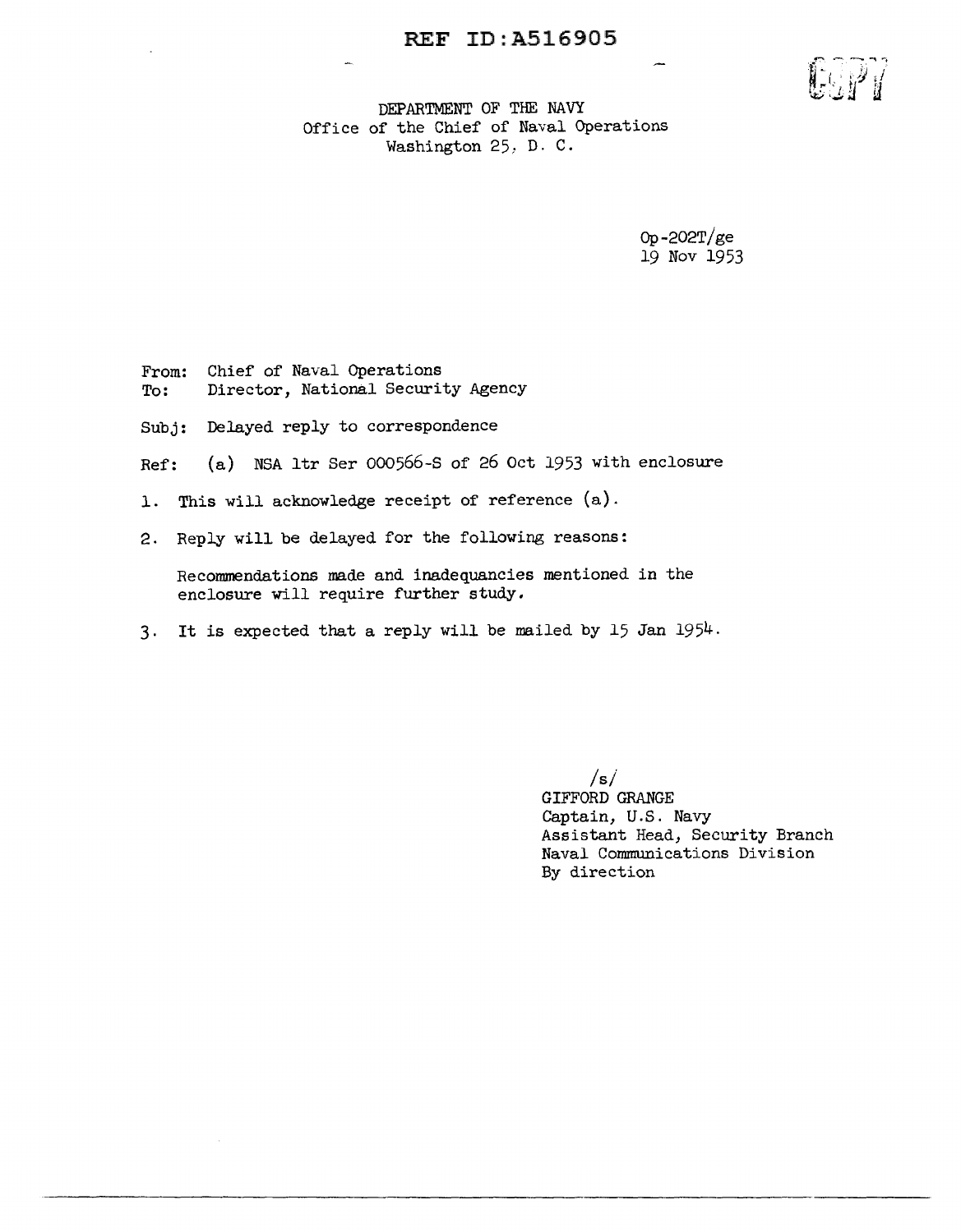REF ID:A516905

COPY

DEPARTMENT OF THE NAVY
Office of the Chief of Naval Operations
Washington 25, D. C.

Op-202T/ge
19 Nov 1953

From: Chief of Naval Operations
To: Director, National Security Agency

Subj: Delayed reply to correspondence

Ref: (a) NSA ltr Ser 000566-S of 26 Oct 1953 with enclosure

1. This will acknowledge receipt of reference (a).

2. Reply will be delayed for the following reasons:

   Recommendations made and inadequancies mentioned in the enclosure will require further study.

3. It is expected that a reply will be mailed by 15 Jan 1954.

/s/
GIFFORD GRANGE
Captain, U.S. Navy
Assistant Head, Security Branch
Naval Communications Division
By direction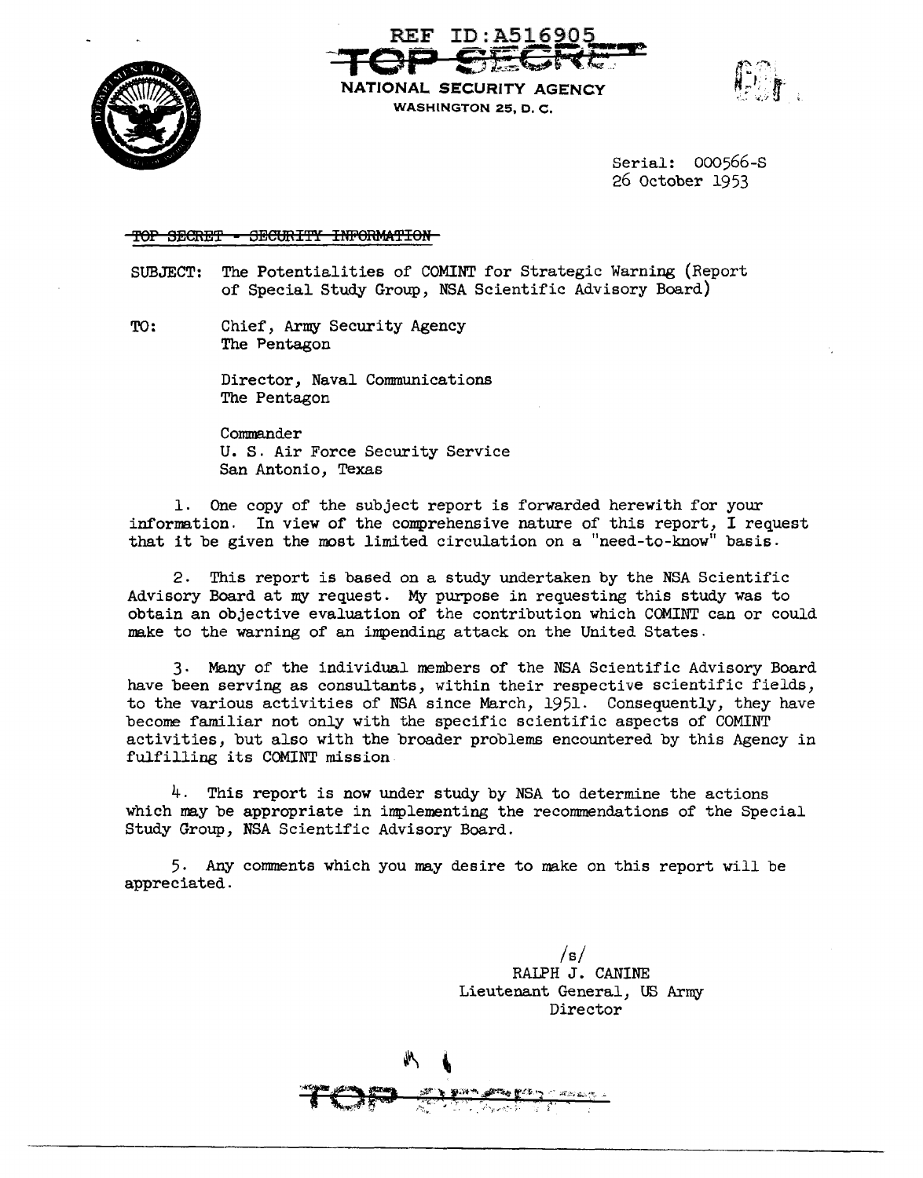REF ID:A516905

TOP SECRET

NATIONAL SECURITY AGENCY
WASHINGTON 25, D. C.

Serial: 000566-S
26 October 1953

~~TOP SECRET - SECURITY INFORMATION~~

SUBJECT: The Potentialities of COMINT for Strategic Warning (Report of Special Study Group, NSA Scientific Advisory Board)

TO: Chief, Army Security Agency
The Pentagon

Director, Naval Communications
The Pentagon

Commander
U. S. Air Force Security Service
San Antonio, Texas

1. One copy of the subject report is forwarded herewith for your information. In view of the comprehensive nature of this report, I request that it be given the most limited circulation on a "need-to-know" basis.

2. This report is based on a study undertaken by the NSA Scientific Advisory Board at my request. My purpose in requesting this study was to obtain an objective evaluation of the contribution which COMINT can or could make to the warning of an impending attack on the United States.

3. Many of the individual members of the NSA Scientific Advisory Board have been serving as consultants, within their respective scientific fields, to the various activities of NSA since March, 1951. Consequently, they have become familiar not only with the specific scientific aspects of COMINT activities, but also with the broader problems encountered by this Agency in fulfilling its COMINT mission.

4. This report is now under study by NSA to determine the actions which may be appropriate in implementing the recommendations of the Special Study Group, NSA Scientific Advisory Board.

5. Any comments which you may desire to make on this report will be appreciated.

/s/
RALPH J. CANINE
Lieutenant General, US Army
Director

TOP SECRET